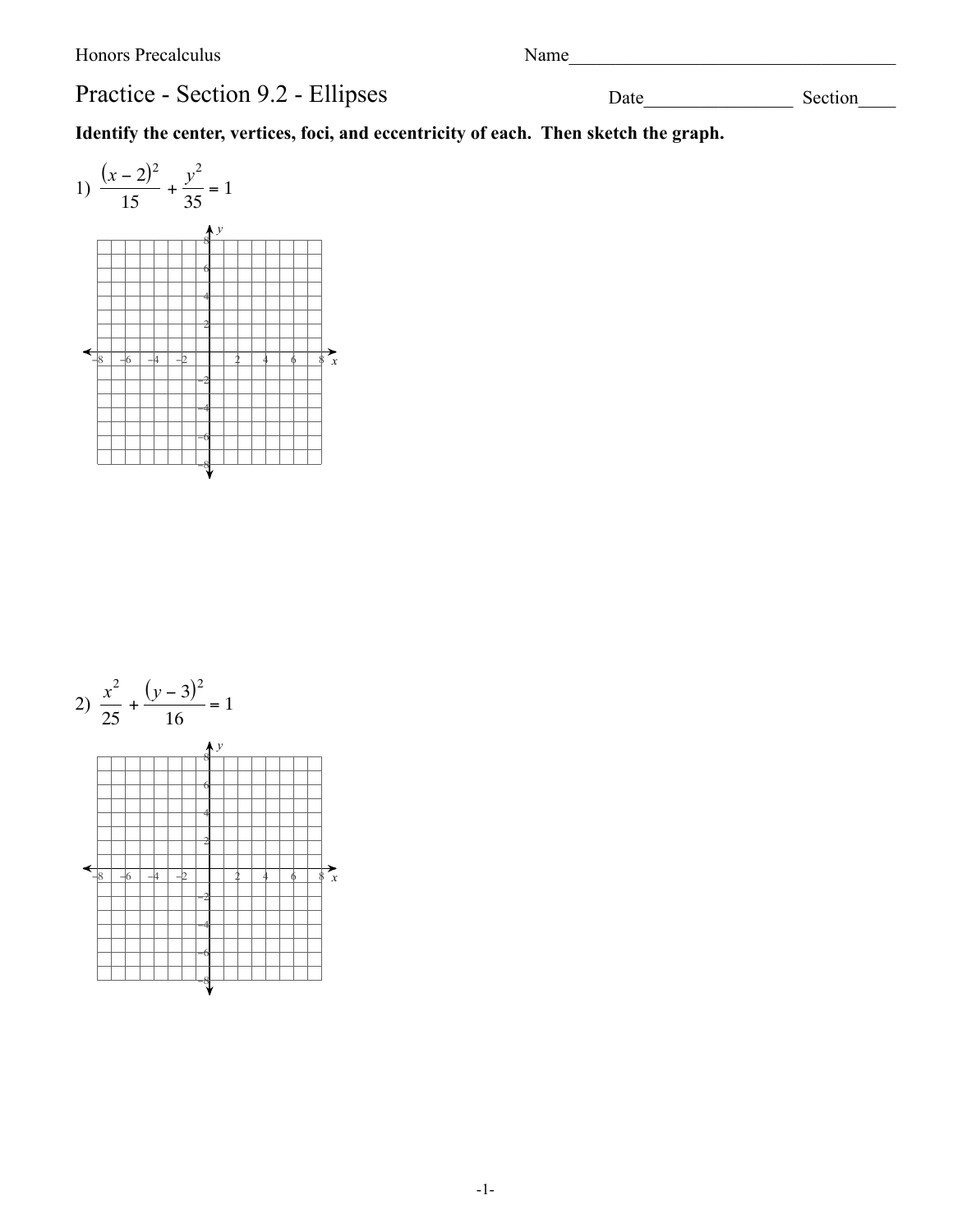Honors Precalculus

Name___________________________________

# Practice - Section 9.2 - Ellipses

Date________________ Section____

**Identify the center, vertices, foci, and eccentricity of each. Then sketch the graph.**

1) $\dfrac{(x-2)^2}{15} + \dfrac{y^2}{35} = 1$

y

8
6
4
2
−8 −6 −4 −2 2 4 6 8 x
−2
−4
−6
−8

2) $\dfrac{x^2}{25} + \dfrac{(y-3)^2}{16} = 1$

y

8
6
4
2
−8 −6 −4 −2 2 4 6 8 x
−2
−4
−6
−8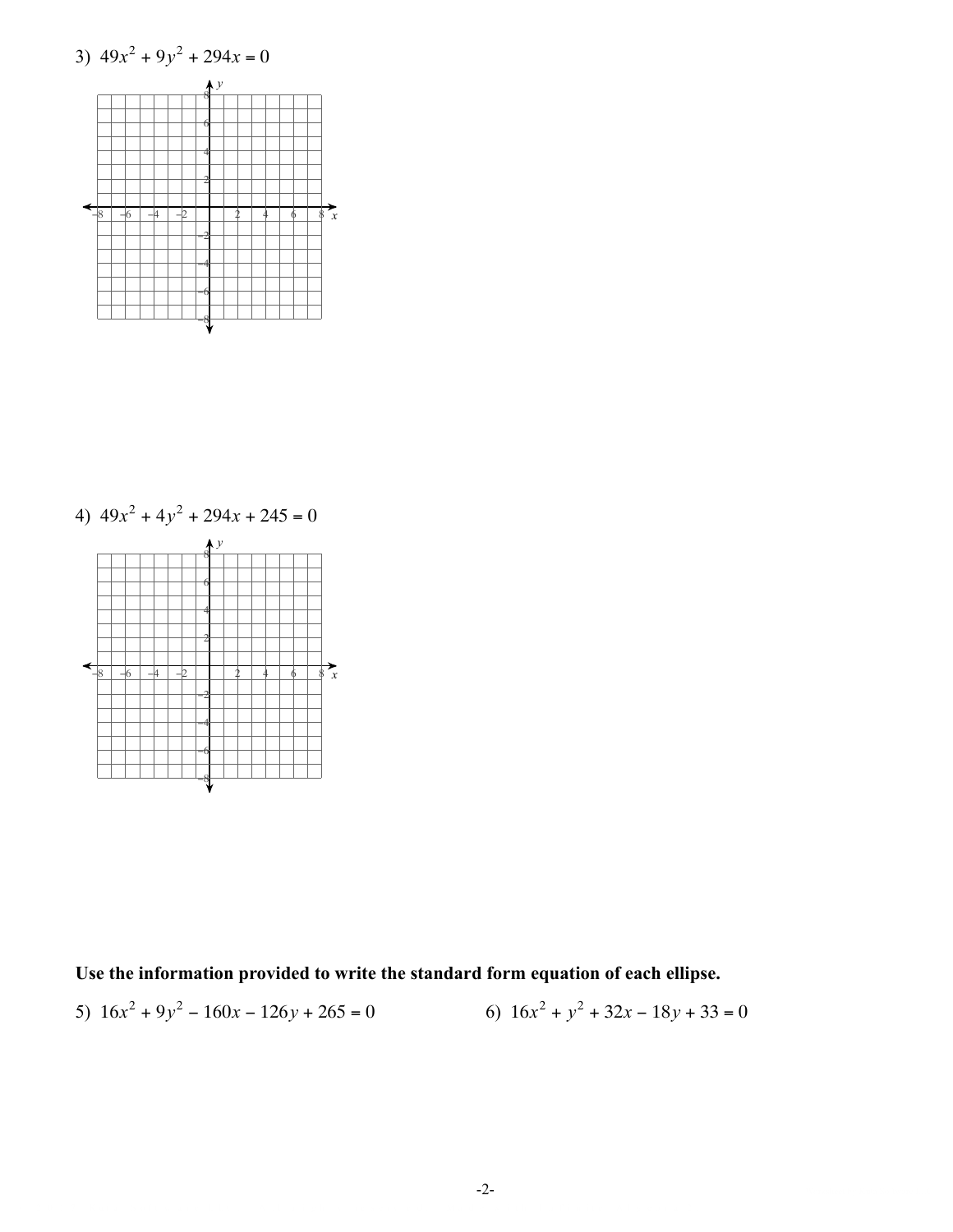3) $49x^2 + 9y^2 + 294x = 0$

y

8
6
4
2
−8 −6 −4 −2 2 4 6 8 x
−2
−4
−6
−8

4) $49x^2 + 4y^2 + 294x + 245 = 0$

y

8
6
4
2
−8 −6 −4 −2 2 4 6 8 x
−2
−4
−6
−8

**Use the information provided to write the standard form equation of each ellipse.**

5) $16x^2 + 9y^2 - 160x - 126y + 265 = 0$

6) $16x^2 + y^2 + 32x - 18y + 33 = 0$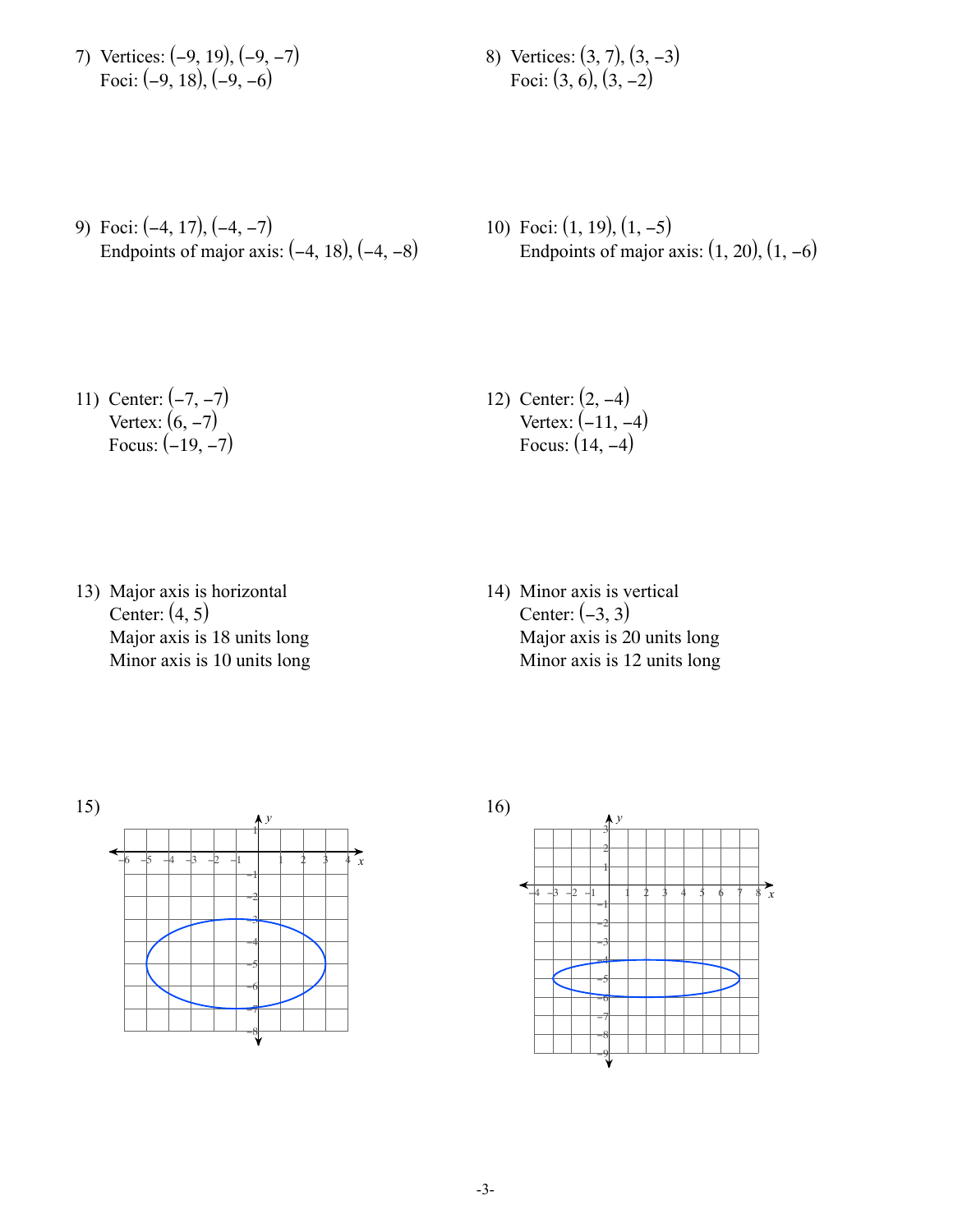7) Vertices: $(-9, 19)$, $(-9, -7)$
Foci: $(-9, 18)$, $(-9, -6)$

8) Vertices: $(3, 7)$, $(3, -3)$
Foci: $(3, 6)$, $(3, -2)$

9) Foci: $(-4, 17)$, $(-4, -7)$
Endpoints of major axis: $(-4, 18)$, $(-4, -8)$

10) Foci: $(1, 19)$, $(1, -5)$
Endpoints of major axis: $(1, 20)$, $(1, -6)$

11) Center: $(-7, -7)$
Vertex: $(6, -7)$
Focus: $(-19, -7)$

12) Center: $(2, -4)$
Vertex: $(-11, -4)$
Focus: $(14, -4)$

13) Major axis is horizontal
Center: $(4, 5)$
Major axis is 18 units long
Minor axis is 10 units long

14) Minor axis is vertical
Center: $(-3, 3)$
Major axis is 20 units long
Minor axis is 12 units long

15)

y
x
−6 −5 −4 −3 −2 −1 1 2 3 4
1 −1 −2 −3 −4 −5 −6 −7 −8

16)

y
x
−4 −3 −2 −1 1 2 3 4 5 6 7 8
3 2 1 −1 −2 −3 −4 −5 −6 −7 −8 −9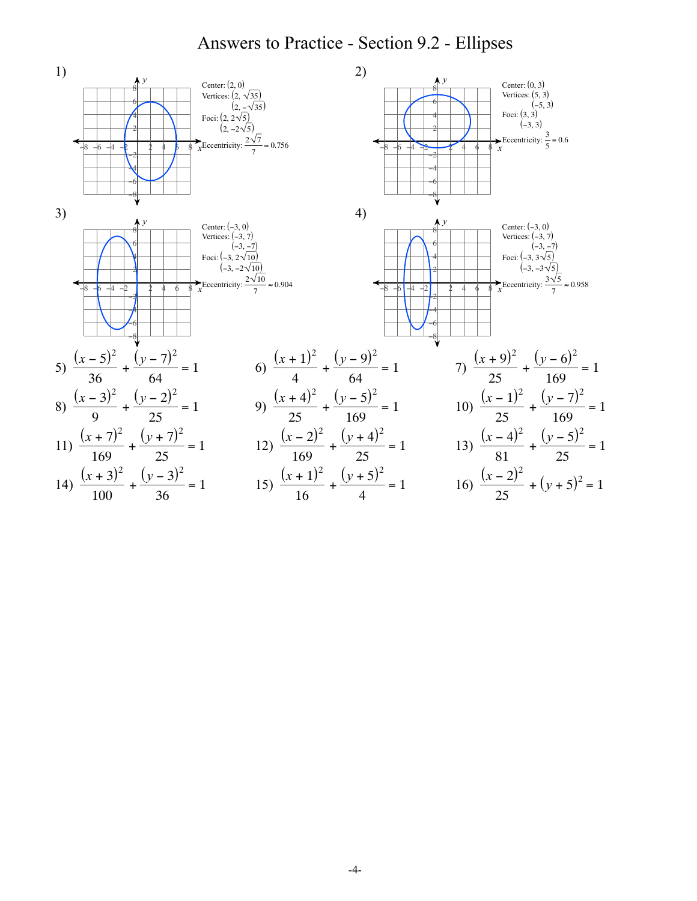# Answers to Practice - Section 9.2 - Ellipses

1)

Center: $(2, 0)$
Vertices: $(2, \sqrt{35})$
$(2, -\sqrt{35})$
Foci: $(2, 2\sqrt{5})$
$(2, -2\sqrt{5})$
Eccentricity: $\frac{2\sqrt{7}}{7} \approx 0.756$

2)

Center: $(0, 3)$
Vertices: $(5, 3)$
$(-5, 3)$
Foci: $(3, 3)$
$(-3, 3)$
Eccentricity: $\frac{3}{5} = 0.6$

3)

Center: $(-3, 0)$
Vertices: $(-3, 7)$
$(-3, -7)$
Foci: $(-3, 2\sqrt{10})$
$(-3, -2\sqrt{10})$
Eccentricity: $\frac{2\sqrt{10}}{7} \approx 0.904$

4)

Center: $(-3, 0)$
Vertices: $(-3, 7)$
$(-3, -7)$
Foci: $(-3, 3\sqrt{5})$
$(-3, -3\sqrt{5})$
Eccentricity: $\frac{3\sqrt{5}}{7} \approx 0.958$

5) $\frac{(x-5)^2}{36} + \frac{(y-7)^2}{64} = 1$

6) $\frac{(x+1)^2}{4} + \frac{(y-9)^2}{64} = 1$

7) $\frac{(x+9)^2}{25} + \frac{(y-6)^2}{169} = 1$

8) $\frac{(x-3)^2}{9} + \frac{(y-2)^2}{25} = 1$

9) $\frac{(x+4)^2}{25} + \frac{(y-5)^2}{169} = 1$

10) $\frac{(x-1)^2}{25} + \frac{(y-7)^2}{169} = 1$

11) $\frac{(x+7)^2}{169} + \frac{(y+7)^2}{25} = 1$

12) $\frac{(x-2)^2}{169} + \frac{(y+4)^2}{25} = 1$

13) $\frac{(x-4)^2}{81} + \frac{(y-5)^2}{25} = 1$

14) $\frac{(x+3)^2}{100} + \frac{(y-3)^2}{36} = 1$

15) $\frac{(x+1)^2}{16} + \frac{(y+5)^2}{4} = 1$

16) $\frac{(x-2)^2}{25} + (y+5)^2 = 1$